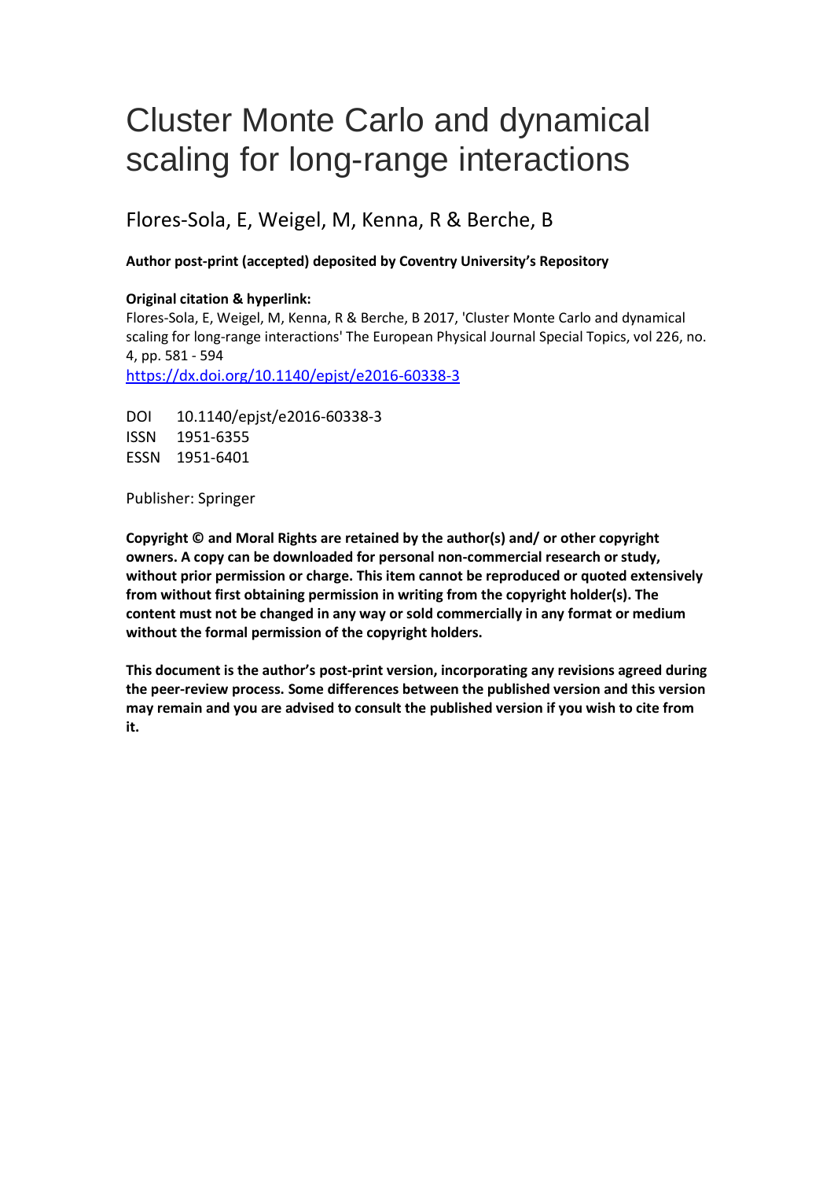# Cluster Monte Carlo and dynamical scaling for long-range interactions

Flores-Sola, E, Weigel, M, Kenna, R & Berche, B

**Author post-print (accepted) deposited by Coventry University's Repository**

**Original citation & hyperlink:**

Flores-Sola, E, Weigel, M, Kenna, R & Berche, B 2017, 'Cluster Monte Carlo and dynamical scaling for long-range interactions' The European Physical Journal Special Topics, vol 226, no. 4, pp. 581 - 594

https://dx.doi.org/10.1140/epjst/e2016-60338-3

DOI 10.1140/epjst/e2016-60338-3

ISSN 1951-6355

ESSN 1951-6401

Publisher: Springer

**Copyright © and Moral Rights are retained by the author(s) and/ or other copyright owners. A copy can be downloaded for personal non-commercial research or study, without prior permission or charge. This item cannot be reproduced or quoted extensively from without first obtaining permission in writing from the copyright holder(s). The content must not be changed in any way or sold commercially in any format or medium without the formal permission of the copyright holders.**

**This document is the author's post-print version, incorporating any revisions agreed during the peer-review process. Some differences between the published version and this version may remain and you are advised to consult the published version if you wish to cite from it.**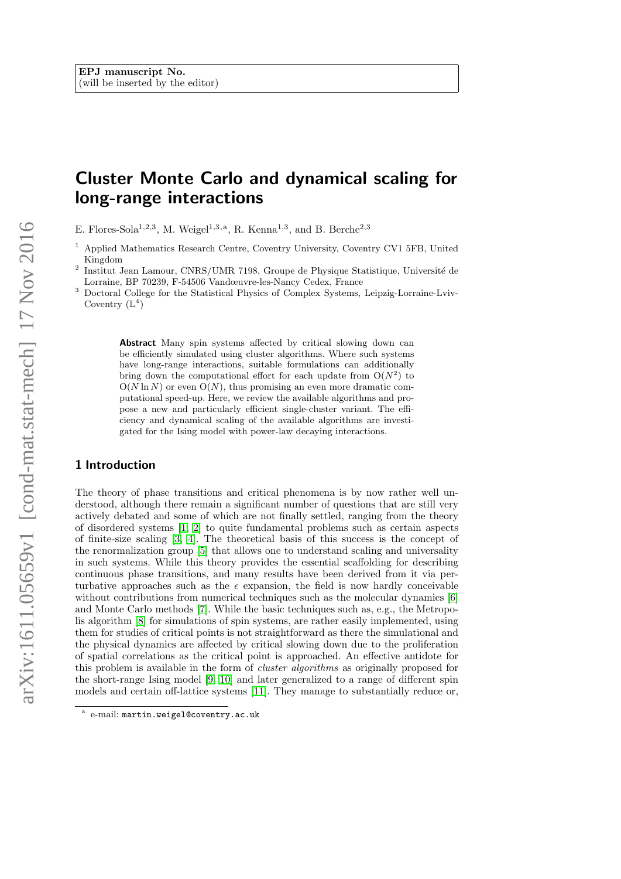EPJ manuscript No.
(will be inserted by the editor)

# Cluster Monte Carlo and dynamical scaling for long-range interactions

E. Flores-Sola[1,2,3], M. Weigel[1,3,a], R. Kenna[1,3], and B. Berche[2,3]

[1] Applied Mathematics Research Centre, Coventry University, Coventry CV1 5FB, United Kingdom

[2] Institut Jean Lamour, CNRS/UMR 7198, Groupe de Physique Statistique, Université de Lorraine, BP 70239, F-54506 Vandœuvre-les-Nancy Cedex, France

[3] Doctoral College for the Statistical Physics of Complex Systems, Leipzig-Lorraine-Lviv-Coventry ($\mathbb{L}^4$)

**Abstract** Many spin systems affected by critical slowing down can be efficiently simulated using cluster algorithms. Where such systems have long-range interactions, suitable formulations can additionally bring down the computational effort for each update from $\mathrm{O}(N^2)$ to $\mathrm{O}(N \ln N)$ or even $\mathrm{O}(N)$, thus promising an even more dramatic computational speed-up. Here, we review the available algorithms and propose a new and particularly efficient single-cluster variant. The efficiency and dynamical scaling of the available algorithms are investigated for the Ising model with power-law decaying interactions.

## 1 Introduction

The theory of phase transitions and critical phenomena is by now rather well understood, although there remain a significant number of questions that are still very actively debated and some of which are not finally settled, ranging from the theory of disordered systems [1, 2] to quite fundamental problems such as certain aspects of finite-size scaling [3, 4]. The theoretical basis of this success is the concept of the renormalization group [5] that allows one to understand scaling and universality in such systems. While this theory provides the essential scaffolding for describing continuous phase transitions, and many results have been derived from it via perturbative approaches such as the $\epsilon$ expansion, the field is now hardly conceivable without contributions from numerical techniques such as the molecular dynamics [6] and Monte Carlo methods [7]. While the basic techniques such as, e.g., the Metropolis algorithm [8] for simulations of spin systems, are rather easily implemented, using them for studies of critical points is not straightforward as there the simulational and the physical dynamics are affected by critical slowing down due to the proliferation of spatial correlations as the critical point is approached. An effective antidote for this problem is available in the form of *cluster algorithms* as originally proposed for the short-range Ising model [9, 10] and later generalized to a range of different spin models and certain off-lattice systems [11]. They manage to substantially reduce or,

[a] e-mail: martin.weigel@coventry.ac.uk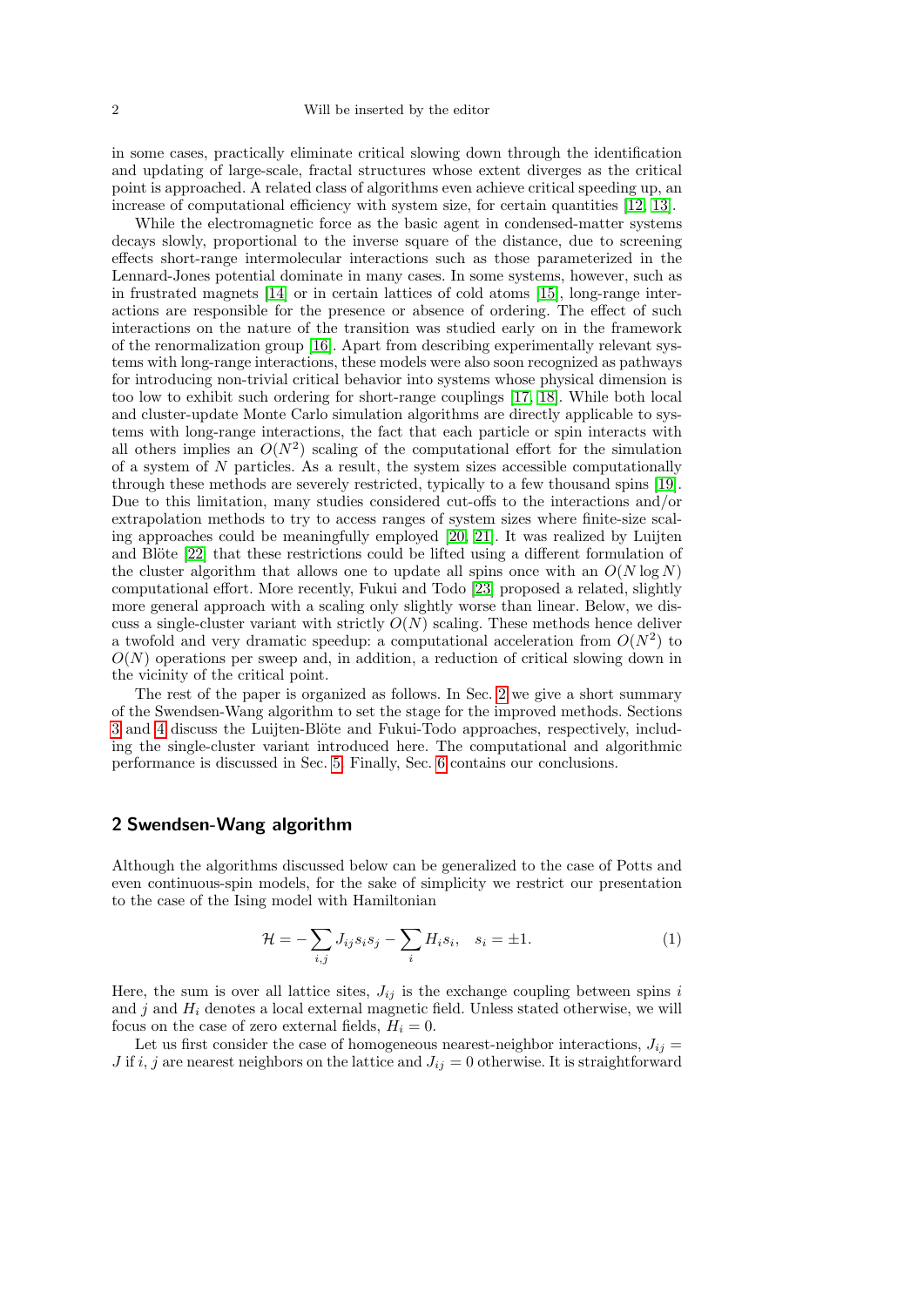in some cases, practically eliminate critical slowing down through the identification and updating of large-scale, fractal structures whose extent diverges as the critical point is approached. A related class of algorithms even achieve critical speeding up, an increase of computational efficiency with system size, for certain quantities [12, 13].

While the electromagnetic force as the basic agent in condensed-matter systems decays slowly, proportional to the inverse square of the distance, due to screening effects short-range intermolecular interactions such as those parameterized in the Lennard-Jones potential dominate in many cases. In some systems, however, such as in frustrated magnets [14] or in certain lattices of cold atoms [15], long-range interactions are responsible for the presence or absence of ordering. The effect of such interactions on the nature of the transition was studied early on in the framework of the renormalization group [16]. Apart from describing experimentally relevant systems with long-range interactions, these models were also soon recognized as pathways for introducing non-trivial critical behavior into systems whose physical dimension is too low to exhibit such ordering for short-range couplings [17, 18]. While both local and cluster-update Monte Carlo simulation algorithms are directly applicable to systems with long-range interactions, the fact that each particle or spin interacts with all others implies an $O(N^2)$ scaling of the computational effort for the simulation of a system of $N$ particles. As a result, the system sizes accessible computationally through these methods are severely restricted, typically to a few thousand spins [19]. Due to this limitation, many studies considered cut-offs to the interactions and/or extrapolation methods to try to access ranges of system sizes where finite-size scaling approaches could be meaningfully employed [20, 21]. It was realized by Luijten and Blöte [22] that these restrictions could be lifted using a different formulation of the cluster algorithm that allows one to update all spins once with an $O(N \log N)$ computational effort. More recently, Fukui and Todo [23] proposed a related, slightly more general approach with a scaling only slightly worse than linear. Below, we discuss a single-cluster variant with strictly $O(N)$ scaling. These methods hence deliver a twofold and very dramatic speedup: a computational acceleration from $O(N^2)$ to $O(N)$ operations per sweep and, in addition, a reduction of critical slowing down in the vicinity of the critical point.

The rest of the paper is organized as follows. In Sec. 2 we give a short summary of the Swendsen-Wang algorithm to set the stage for the improved methods. Sections 3 and 4 discuss the Luijten-Blöte and Fukui-Todo approaches, respectively, including the single-cluster variant introduced here. The computational and algorithmic performance is discussed in Sec. 5. Finally, Sec. 6 contains our conclusions.

## 2 Swendsen-Wang algorithm

Although the algorithms discussed below can be generalized to the case of Potts and even continuous-spin models, for the sake of simplicity we restrict our presentation to the case of the Ising model with Hamiltonian

$$\mathcal{H} = -\sum_{i,j} J_{ij} s_i s_j - \sum_i H_i s_i, \quad s_i = \pm 1. \tag{1}$$

Here, the sum is over all lattice sites, $J_{ij}$ is the exchange coupling between spins $i$ and $j$ and $H_i$ denotes a local external magnetic field. Unless stated otherwise, we will focus on the case of zero external fields, $H_i = 0$.

Let us first consider the case of homogeneous nearest-neighbor interactions, $J_{ij} = J$ if $i$, $j$ are nearest neighbors on the lattice and $J_{ij} = 0$ otherwise. It is straightforward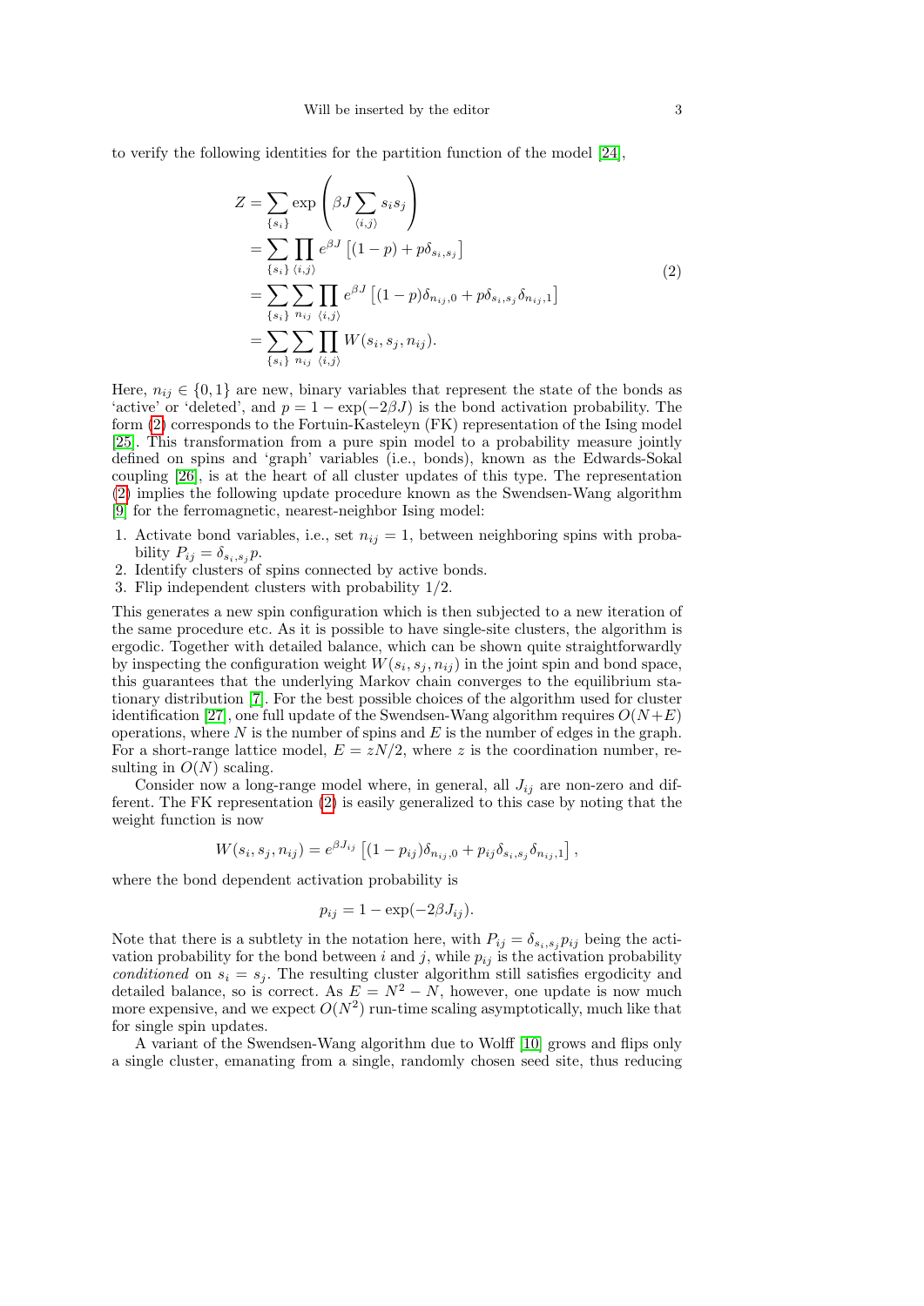to verify the following identities for the partition function of the model [24],

$$
\begin{aligned}
Z &= \sum_{\{s_i\}} \exp\left(\beta J \sum_{\langle i,j \rangle} s_i s_j\right) \\
&= \sum_{\{s_i\}} \prod_{\langle i,j \rangle} e^{\beta J} \left[(1-p) + p\delta_{s_i,s_j}\right] \\
&= \sum_{\{s_i\}} \sum_{n_{ij}} \prod_{\langle i,j \rangle} e^{\beta J} \left[(1-p)\delta_{n_{ij},0} + p\delta_{s_i,s_j}\delta_{n_{ij},1}\right] \\
&= \sum_{\{s_i\}} \sum_{n_{ij}} \prod_{\langle i,j \rangle} W(s_i, s_j, n_{ij}).
\end{aligned}
\tag{2}
$$

Here, $n_{ij} \in \{0, 1\}$ are new, binary variables that represent the state of the bonds as 'active' or 'deleted', and $p = 1 - \exp(-2\beta J)$ is the bond activation probability. The form (2) corresponds to the Fortuin-Kasteleyn (FK) representation of the Ising model [25]. This transformation from a pure spin model to a probability measure jointly defined on spins and 'graph' variables (i.e., bonds), known as the Edwards-Sokal coupling [26], is at the heart of all cluster updates of this type. The representation (2) implies the following update procedure known as the Swendsen-Wang algorithm [9] for the ferromagnetic, nearest-neighbor Ising model:

1. Activate bond variables, i.e., set $n_{ij} = 1$, between neighboring spins with probability $P_{ij} = \delta_{s_i,s_j} p$.
2. Identify clusters of spins connected by active bonds.
3. Flip independent clusters with probability 1/2.

This generates a new spin configuration which is then subjected to a new iteration of the same procedure etc. As it is possible to have single-site clusters, the algorithm is ergodic. Together with detailed balance, which can be shown quite straightforwardly by inspecting the configuration weight $W(s_i, s_j, n_{ij})$ in the joint spin and bond space, this guarantees that the underlying Markov chain converges to the equilibrium stationary distribution [7]. For the best possible choices of the algorithm used for cluster identification [27], one full update of the Swendsen-Wang algorithm requires $O(N+E)$ operations, where $N$ is the number of spins and $E$ is the number of edges in the graph. For a short-range lattice model, $E = zN/2$, where $z$ is the coordination number, resulting in $O(N)$ scaling.

Consider now a long-range model where, in general, all $J_{ij}$ are non-zero and different. The FK representation (2) is easily generalized to this case by noting that the weight function is now

$$
W(s_i, s_j, n_{ij}) = e^{\beta J_{ij}} \left[(1-p_{ij})\delta_{n_{ij},0} + p_{ij}\delta_{s_i,s_j}\delta_{n_{ij},1}\right],
$$

where the bond dependent activation probability is

$$
p_{ij} = 1 - \exp(-2\beta J_{ij}).
$$

Note that there is a subtlety in the notation here, with $P_{ij} = \delta_{s_i,s_j} p_{ij}$ being the activation probability for the bond between $i$ and $j$, while $p_{ij}$ is the activation probability *conditioned* on $s_i = s_j$. The resulting cluster algorithm still satisfies ergodicity and detailed balance, so is correct. As $E = N^2 - N$, however, one update is now much more expensive, and we expect $O(N^2)$ run-time scaling asymptotically, much like that for single spin updates.

A variant of the Swendsen-Wang algorithm due to Wolff [10] grows and flips only a single cluster, emanating from a single, randomly chosen seed site, thus reducing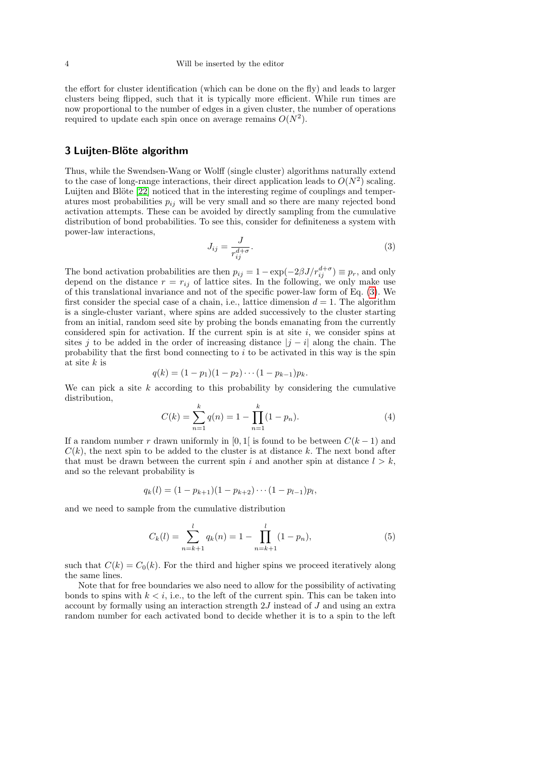the effort for cluster identification (which can be done on the fly) and leads to larger clusters being flipped, such that it is typically more efficient. While run times are now proportional to the number of edges in a given cluster, the number of operations required to update each spin once on average remains $O(N^2)$.

## 3 Luijten-Blöte algorithm

Thus, while the Swendsen-Wang or Wolff (single cluster) algorithms naturally extend to the case of long-range interactions, their direct application leads to $O(N^2)$ scaling. Luijten and Blöte [22] noticed that in the interesting regime of couplings and temperatures most probabilities $p_{ij}$ will be very small and so there are many rejected bond activation attempts. These can be avoided by directly sampling from the cumulative distribution of bond probabilities. To see this, consider for definiteness a system with power-law interactions,

$$J_{ij} = \frac{J}{r_{ij}^{d+\sigma}}. \tag{3}$$

The bond activation probabilities are then $p_{ij} = 1 - \exp(-2\beta J / r_{ij}^{d+\sigma}) \equiv p_r$, and only depend on the distance $r = r_{ij}$ of lattice sites. In the following, we only make use of this translational invariance and not of the specific power-law form of Eq. (3). We first consider the special case of a chain, i.e., lattice dimension $d = 1$. The algorithm is a single-cluster variant, where spins are added successively to the cluster starting from an initial, random seed site by probing the bonds emanating from the currently considered spin for activation. If the current spin is at site $i$, we consider spins at sites $j$ to be added in the order of increasing distance $|j - i|$ along the chain. The probability that the first bond connecting to $i$ to be activated in this way is the spin at site $k$ is

$$q(k) = (1 - p_1)(1 - p_2) \cdots (1 - p_{k-1}) p_k.$$

We can pick a site $k$ according to this probability by considering the cumulative distribution,

$$C(k) = \sum_{n=1}^{k} q(n) = 1 - \prod_{n=1}^{k} (1 - p_n). \tag{4}$$

If a random number $r$ drawn uniformly in $[0, 1[$ is found to be between $C(k-1)$ and $C(k)$, the next spin to be added to the cluster is at distance $k$. The next bond after that must be drawn between the current spin $i$ and another spin at distance $l > k$, and so the relevant probability is

$$q_k(l) = (1 - p_{k+1})(1 - p_{k+2}) \cdots (1 - p_{l-1}) p_l,$$

and we need to sample from the cumulative distribution

$$C_k(l) = \sum_{n=k+1}^{l} q_k(n) = 1 - \prod_{n=k+1}^{l} (1 - p_n), \tag{5}$$

such that $C(k) = C_0(k)$. For the third and higher spins we proceed iteratively along the same lines.

Note that for free boundaries we also need to allow for the possibility of activating bonds to spins with $k < i$, i.e., to the left of the current spin. This can be taken into account by formally using an interaction strength $2J$ instead of $J$ and using an extra random number for each activated bond to decide whether it is to a spin to the left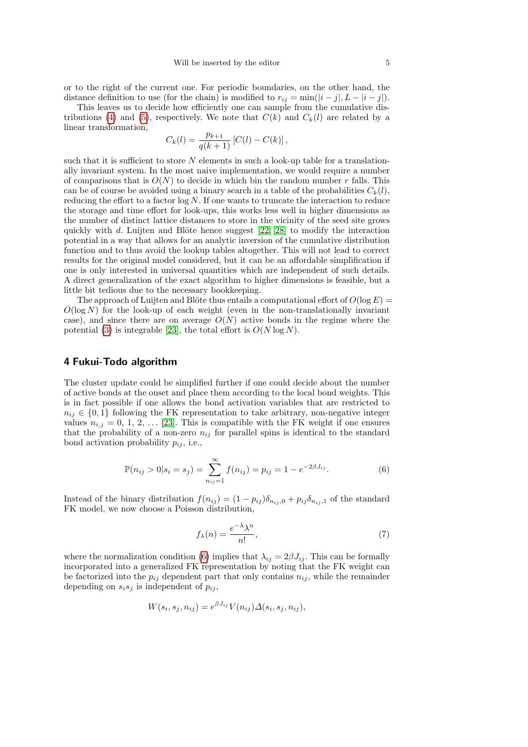or to the right of the current one. For periodic boundaries, on the other hand, the distance definition to use (for the chain) is modified to $r_{ij} = \min(|i-j|, L-|i-j|)$.

This leaves us to decide how efficiently one can sample from the cumulative distributions (4) and (5), respectively. We note that $C(k)$ and $C_k(l)$ are related by a linear transformation,

$$C_k(l) = \frac{p_{k+1}}{q(k+1)}\left[C(l) - C(k)\right],$$

such that it is sufficient to store $N$ elements in such a look-up table for a translationally invariant system. In the most naive implementation, we would require a number of comparisons that is $O(N)$ to decide in which bin the random number $r$ falls. This can be of course be avoided using a binary search in a table of the probabilities $C_k(l)$, reducing the effort to a factor $\log N$. If one wants to truncate the interaction to reduce the storage and time effort for look-ups, this works less well in higher dimensions as the number of distinct lattice distances to store in the vicinity of the seed site grows quickly with $d$. Luijten and Blöte hence suggest [22, 28] to modify the interaction potential in a way that allows for an analytic inversion of the cumulative distribution function and to thus avoid the lookup tables altogether. This will not lead to correct results for the original model considered, but it can be an affordable simplification if one is only interested in universal quantities which are independent of such details. A direct generalization of the exact algorithm to higher dimensions is feasible, but a little bit tedious due to the necessary bookkeeping.

The approach of Luijten and Blöte thus entails a computational effort of $O(\log E) = O(\log N)$ for the look-up of each weight (even in the non-translationally invariant case), and since there are on average $O(N)$ active bonds in the regime where the potential (3) is integrable [23], the total effort is $O(N \log N)$.

## 4 Fukui-Todo algorithm

The cluster update could be simplified further if one could decide about the number of active bonds at the onset and place them according to the local bond weights. This is in fact possible if one allows the bond activation variables that are restricted to $n_{ij} \in \{0, 1\}$ following the FK representation to take arbitrary, non-negative integer values $n_{i,j} = 0,\ 1,\ 2,\ \ldots$ [23]. This is compatible with the FK weight if one ensures that the probability of a non-zero $n_{ij}$ for parallel spins is identical to the standard bond activation probability $p_{ij}$, i.e.,

$$\mathbb{P}(n_{ij} > 0 | s_i = s_j) = \sum_{n_{ij}=1}^{\infty} f(n_{ij}) = p_{ij} = 1 - e^{-2\beta J_{ij}}. \tag{6}$$

Instead of the binary distribution $f(n_{ij}) = (1-p_{ij})\delta_{n_{ij},0} + p_{ij}\delta_{n_{ij},1}$ of the standard FK model, we now choose a Poisson distribution,

$$f_\lambda(n) = \frac{e^{-\lambda}\lambda^n}{n!}, \tag{7}$$

where the normalization condition (6) implies that $\lambda_{ij} = 2\beta J_{ij}$. This can be formally incorporated into a generalized FK representation by noting that the FK weight can be factorized into the $p_{ij}$ dependent part that only contains $n_{ij}$, while the remainder depending on $s_i s_j$ is independent of $p_{ij}$,

$$W(s_i, s_j, n_{ij}) = e^{\beta J_{ij}} V(n_{ij}) \Delta(s_i, s_j, n_{ij}),$$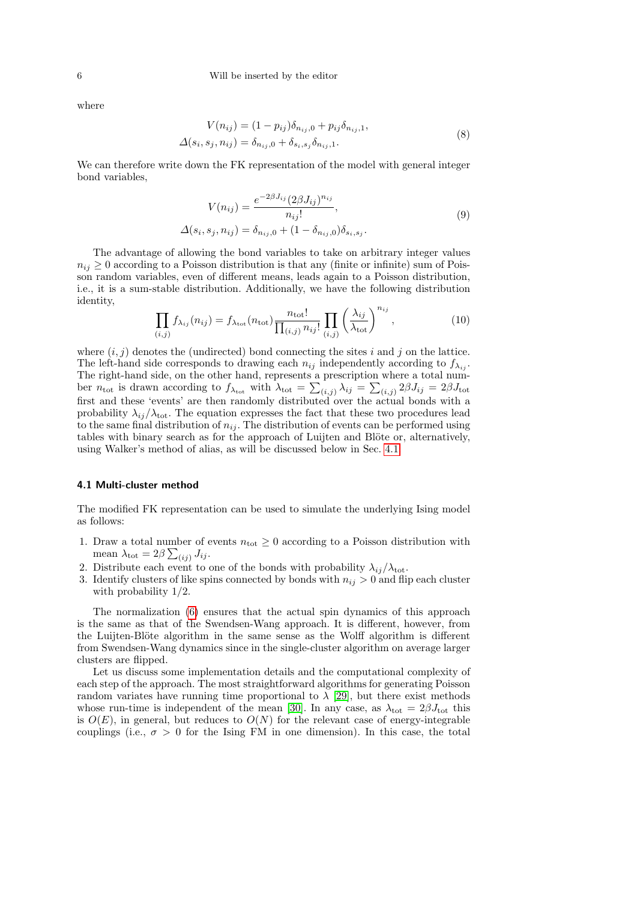where

$$
\begin{aligned}
V(n_{ij}) &= (1-p_{ij})\delta_{n_{ij},0} + p_{ij}\delta_{n_{ij},1}, \\
\Delta(s_i, s_j, n_{ij}) &= \delta_{n_{ij},0} + \delta_{s_i,s_j}\delta_{n_{ij},1}.
\end{aligned}
\tag{8}
$$

We can therefore write down the FK representation of the model with general integer bond variables,

$$
\begin{aligned}
V(n_{ij}) &= \frac{e^{-2\beta J_{ij}}(2\beta J_{ij})^{n_{ij}}}{n_{ij}!}, \\
\Delta(s_i, s_j, n_{ij}) &= \delta_{n_{ij},0} + (1-\delta_{n_{ij},0})\delta_{s_i,s_j}.
\end{aligned}
\tag{9}
$$

The advantage of allowing the bond variables to take on arbitrary integer values $n_{ij} \geq 0$ according to a Poisson distribution is that any (finite or infinite) sum of Poisson random variables, even of different means, leads again to a Poisson distribution, i.e., it is a sum-stable distribution. Additionally, we have the following distribution identity,

$$
\prod_{(i,j)} f_{\lambda_{ij}}(n_{ij}) = f_{\lambda_{\text{tot}}}(n_{\text{tot}}) \frac{n_{\text{tot}}!}{\prod_{(i,j)} n_{ij}!} \prod_{(i,j)} \left(\frac{\lambda_{ij}}{\lambda_{\text{tot}}}\right)^{n_{ij}},
\tag{10}
$$

where $(i,j)$ denotes the (undirected) bond connecting the sites $i$ and $j$ on the lattice. The left-hand side corresponds to drawing each $n_{ij}$ independently according to $f_{\lambda_{ij}}$. The right-hand side, on the other hand, represents a prescription where a total number $n_{\text{tot}}$ is drawn according to $f_{\lambda_{\text{tot}}}$ with $\lambda_{\text{tot}} = \sum_{(i,j)} \lambda_{ij} = \sum_{(i,j)} 2\beta J_{ij} = 2\beta J_{\text{tot}}$ first and these 'events' are then randomly distributed over the actual bonds with a probability $\lambda_{ij}/\lambda_{\text{tot}}$. The equation expresses the fact that these two procedures lead to the same final distribution of $n_{ij}$. The distribution of events can be performed using tables with binary search as for the approach of Luijten and Blöte or, alternatively, using Walker's method of alias, as will be discussed below in Sec. 4.1.

### 4.1 Multi-cluster method

The modified FK representation can be used to simulate the underlying Ising model as follows:

1. Draw a total number of events $n_{\text{tot}} \geq 0$ according to a Poisson distribution with mean $\lambda_{\text{tot}} = 2\beta \sum_{(ij)} J_{ij}$.
2. Distribute each event to one of the bonds with probability $\lambda_{ij}/\lambda_{\text{tot}}$.
3. Identify clusters of like spins connected by bonds with $n_{ij} > 0$ and flip each cluster with probability 1/2.

The normalization (6) ensures that the actual spin dynamics of this approach is the same as that of the Swendsen-Wang approach. It is different, however, from the Luijten-Blöte algorithm in the same sense as the Wolff algorithm is different from Swendsen-Wang dynamics since in the single-cluster algorithm on average larger clusters are flipped.

Let us discuss some implementation details and the computational complexity of each step of the approach. The most straightforward algorithms for generating Poisson random variates have running time proportional to $\lambda$ [29], but there exist methods whose run-time is independent of the mean [30]. In any case, as $\lambda_{\text{tot}} = 2\beta J_{\text{tot}}$ this is $O(E)$, in general, but reduces to $O(N)$ for the relevant case of energy-integrable couplings (i.e., $\sigma > 0$ for the Ising FM in one dimension). In this case, the total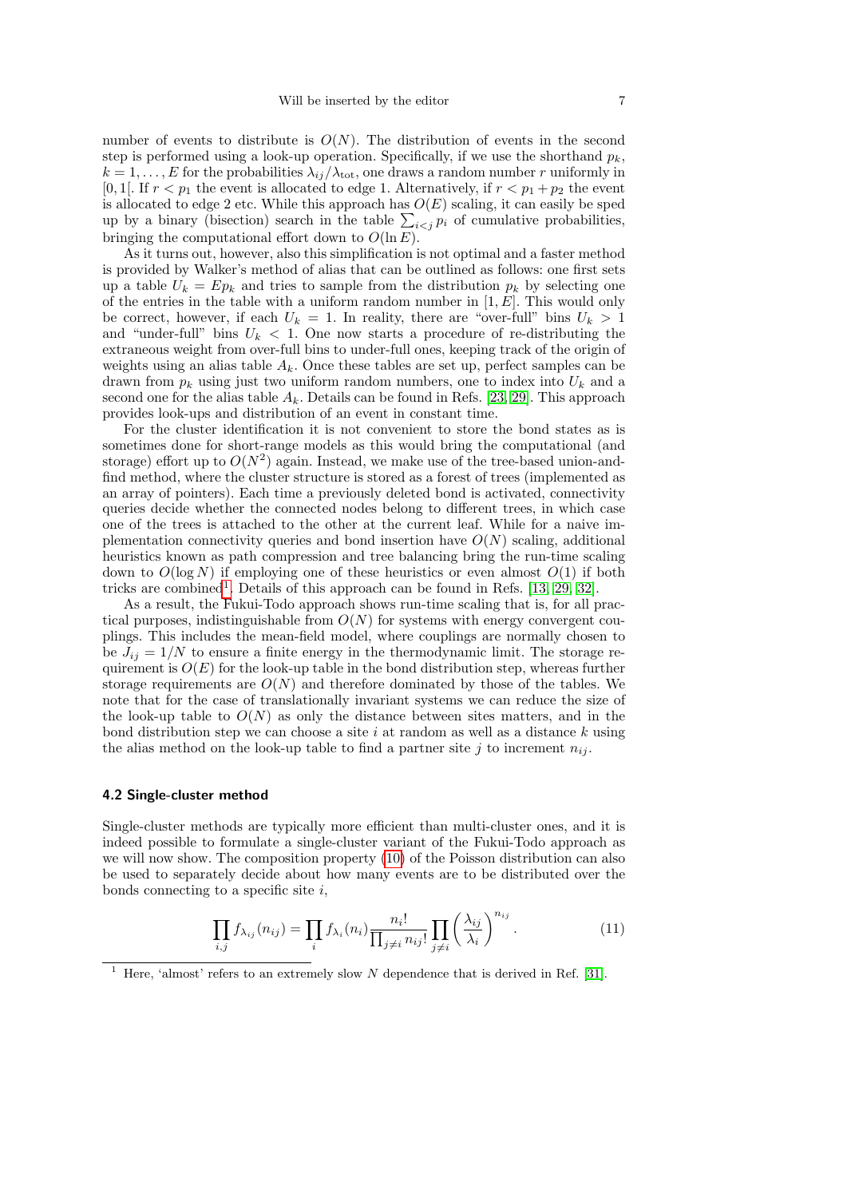number of events to distribute is $O(N)$. The distribution of events in the second step is performed using a look-up operation. Specifically, if we use the shorthand $p_k$, $k = 1, \ldots, E$ for the probabilities $\lambda_{ij}/\lambda_{\mathrm{tot}}$, one draws a random number $r$ uniformly in $[0, 1[$. If $r < p_1$ the event is allocated to edge 1. Alternatively, if $r < p_1 + p_2$ the event is allocated to edge 2 etc. While this approach has $O(E)$ scaling, it can easily be sped up by a binary (bisection) search in the table $\sum_{i<j} p_i$ of cumulative probabilities, bringing the computational effort down to $O(\ln E)$.

As it turns out, however, also this simplification is not optimal and a faster method is provided by Walker's method of alias that can be outlined as follows: one first sets up a table $U_k = E p_k$ and tries to sample from the distribution $p_k$ by selecting one of the entries in the table with a uniform random number in $[1, E]$. This would only be correct, however, if each $U_k = 1$. In reality, there are "over-full" bins $U_k > 1$ and "under-full" bins $U_k < 1$. One now starts a procedure of re-distributing the extraneous weight from over-full bins to under-full ones, keeping track of the origin of weights using an alias table $A_k$. Once these tables are set up, perfect samples can be drawn from $p_k$ using just two uniform random numbers, one to index into $U_k$ and a second one for the alias table $A_k$. Details can be found in Refs. [23, 29]. This approach provides look-ups and distribution of an event in constant time.

For the cluster identification it is not convenient to store the bond states as is sometimes done for short-range models as this would bring the computational (and storage) effort up to $O(N^2)$ again. Instead, we make use of the tree-based union-and-find method, where the cluster structure is stored as a forest of trees (implemented as an array of pointers). Each time a previously deleted bond is activated, connectivity queries decide whether the connected nodes belong to different trees, in which case one of the trees is attached to the other at the current leaf. While for a naive implementation connectivity queries and bond insertion have $O(N)$ scaling, additional heuristics known as path compression and tree balancing bring the run-time scaling down to $O(\log N)$ if employing one of these heuristics or even almost $O(1)$ if both tricks are combined[1]. Details of this approach can be found in Refs. [13, 29, 32].

As a result, the Fukui-Todo approach shows run-time scaling that is, for all practical purposes, indistinguishable from $O(N)$ for systems with energy convergent couplings. This includes the mean-field model, where couplings are normally chosen to be $J_{ij} = 1/N$ to ensure a finite energy in the thermodynamic limit. The storage requirement is $O(E)$ for the look-up table in the bond distribution step, whereas further storage requirements are $O(N)$ and therefore dominated by those of the tables. We note that for the case of translationally invariant systems we can reduce the size of the look-up table to $O(N)$ as only the distance between sites matters, and in the bond distribution step we can choose a site $i$ at random as well as a distance $k$ using the alias method on the look-up table to find a partner site $j$ to increment $n_{ij}$.

### 4.2 Single-cluster method

Single-cluster methods are typically more efficient than multi-cluster ones, and it is indeed possible to formulate a single-cluster variant of the Fukui-Todo approach as we will now show. The composition property (10) of the Poisson distribution can also be used to separately decide about how many events are to be distributed over the bonds connecting to a specific site $i$,

$$\prod_{i,j} f_{\lambda_{ij}}(n_{ij}) = \prod_i f_{\lambda_i}(n_i) \frac{n_i!}{\prod_{j \neq i} n_{ij}!} \prod_{j \neq i} \left( \frac{\lambda_{ij}}{\lambda_i} \right)^{n_{ij}}. \tag{11}$$

[1] Here, 'almost' refers to an extremely slow $N$ dependence that is derived in Ref. [31].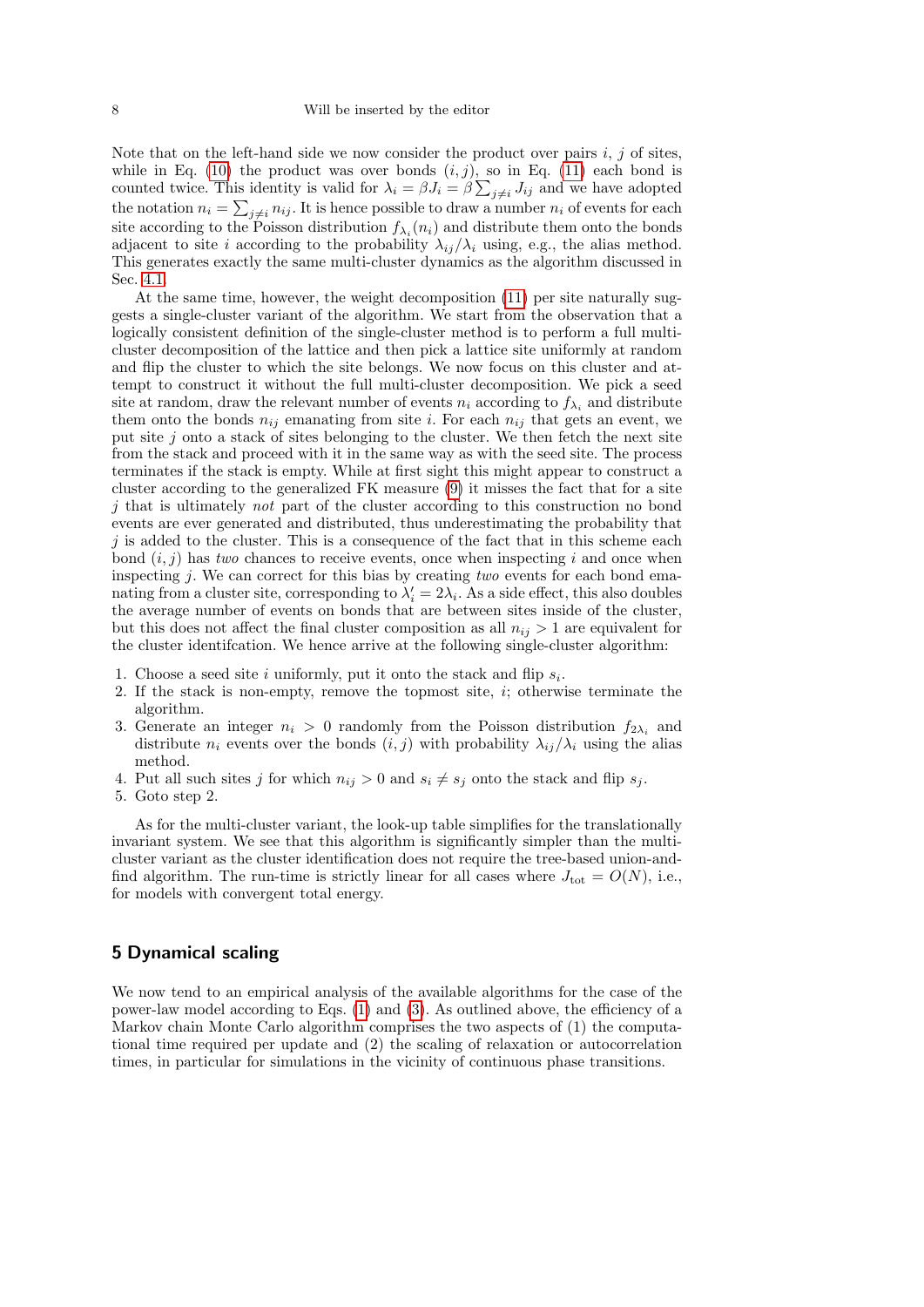Note that on the left-hand side we now consider the product over pairs $i$, $j$ of sites, while in Eq. (10) the product was over bonds $(i,j)$, so in Eq. (11) each bond is counted twice. This identity is valid for $\lambda_i = \beta J_i = \beta \sum_{j \neq i} J_{ij}$ and we have adopted the notation $n_i = \sum_{j \neq i} n_{ij}$. It is hence possible to draw a number $n_i$ of events for each site according to the Poisson distribution $f_{\lambda_i}(n_i)$ and distribute them onto the bonds adjacent to site $i$ according to the probability $\lambda_{ij}/\lambda_i$ using, e.g., the alias method. This generates exactly the same multi-cluster dynamics as the algorithm discussed in Sec. 4.1.

At the same time, however, the weight decomposition (11) per site naturally suggests a single-cluster variant of the algorithm. We start from the observation that a logically consistent definition of the single-cluster method is to perform a full multi-cluster decomposition of the lattice and then pick a lattice site uniformly at random and flip the cluster to which the site belongs. We now focus on this cluster and attempt to construct it without the full multi-cluster decomposition. We pick a seed site at random, draw the relevant number of events $n_i$ according to $f_{\lambda_i}$ and distribute them onto the bonds $n_{ij}$ emanating from site $i$. For each $n_{ij}$ that gets an event, we put site $j$ onto a stack of sites belonging to the cluster. We then fetch the next site from the stack and proceed with it in the same way as with the seed site. The process terminates if the stack is empty. While at first sight this might appear to construct a cluster according to the generalized FK measure (9) it misses the fact that for a site $j$ that is ultimately *not* part of the cluster according to this construction no bond events are ever generated and distributed, thus underestimating the probability that $j$ is added to the cluster. This is a consequence of the fact that in this scheme each bond $(i,j)$ has *two* chances to receive events, once when inspecting $i$ and once when inspecting $j$. We can correct for this bias by creating *two* events for each bond emanating from a cluster site, corresponding to $\lambda_i' = 2\lambda_i$. As a side effect, this also doubles the average number of events on bonds that are between sites inside of the cluster, but this does not affect the final cluster composition as all $n_{ij} > 1$ are equivalent for the cluster identifcation. We hence arrive at the following single-cluster algorithm:

1. Choose a seed site $i$ uniformly, put it onto the stack and flip $s_i$.
2. If the stack is non-empty, remove the topmost site, $i$; otherwise terminate the algorithm.
3. Generate an integer $n_i > 0$ randomly from the Poisson distribution $f_{2\lambda_i}$ and distribute $n_i$ events over the bonds $(i,j)$ with probability $\lambda_{ij}/\lambda_i$ using the alias method.
4. Put all such sites $j$ for which $n_{ij} > 0$ and $s_i \neq s_j$ onto the stack and flip $s_j$.
5. Goto step 2.

As for the multi-cluster variant, the look-up table simplifies for the translationally invariant system. We see that this algorithm is significantly simpler than the multi-cluster variant as the cluster identification does not require the tree-based union-and-find algorithm. The run-time is strictly linear for all cases where $J_{\mathrm{tot}} = O(N)$, i.e., for models with convergent total energy.

## 5 Dynamical scaling

We now tend to an empirical analysis of the available algorithms for the case of the power-law model according to Eqs. (1) and (3). As outlined above, the efficiency of a Markov chain Monte Carlo algorithm comprises the two aspects of (1) the computational time required per update and (2) the scaling of relaxation or autocorrelation times, in particular for simulations in the vicinity of continuous phase transitions.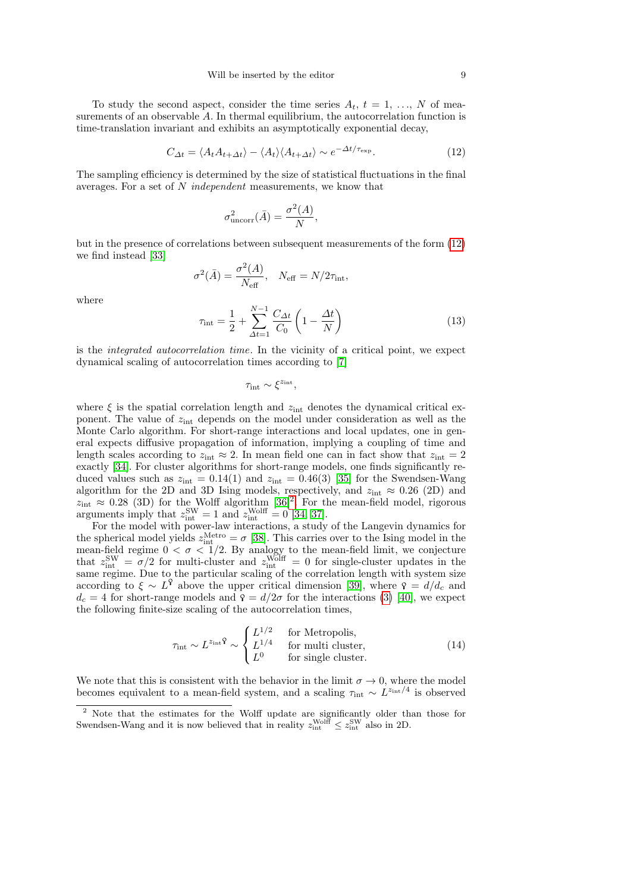To study the second aspect, consider the time series $A_t$, $t = 1, \ldots, N$ of measurements of an observable $A$. In thermal equilibrium, the autocorrelation function is time-translation invariant and exhibits an asymptotically exponential decay,

$$C_{\Delta t} = \langle A_t A_{t+\Delta t}\rangle - \langle A_t\rangle\langle A_{t+\Delta t}\rangle \sim e^{-\Delta t/\tau_{\rm exp}}. \tag{12}$$

The sampling efficiency is determined by the size of statistical fluctuations in the final averages. For a set of $N$ *independent* measurements, we know that

$$\sigma^2_{\rm uncorr}(\bar{A}) = \frac{\sigma^2(A)}{N},$$

but in the presence of correlations between subsequent measurements of the form (12) we find instead [33]

$$\sigma^2(\bar{A}) = \frac{\sigma^2(A)}{N_{\rm eff}}, \quad N_{\rm eff} = N/2\tau_{\rm int},$$

where

$$\tau_{\rm int} = \frac{1}{2} + \sum_{\Delta t=1}^{N-1} \frac{C_{\Delta t}}{C_0}\left(1 - \frac{\Delta t}{N}\right) \tag{13}$$

is the *integrated autocorrelation time*. In the vicinity of a critical point, we expect dynamical scaling of autocorrelation times according to [7]

$$\tau_{\rm int} \sim \xi^{z_{\rm int}},$$

where $\xi$ is the spatial correlation length and $z_{\rm int}$ denotes the dynamical critical exponent. The value of $z_{\rm int}$ depends on the model under consideration as well as the Monte Carlo algorithm. For short-range interactions and local updates, one in general expects diffusive propagation of information, implying a coupling of time and length scales according to $z_{\rm int} \approx 2$. In mean field one can in fact show that $z_{\rm int} = 2$ exactly [34]. For cluster algorithms for short-range models, one finds significantly reduced values such as $z_{\rm int} = 0.14(1)$ and $z_{\rm int} = 0.46(3)$ [35] for the Swendsen-Wang algorithm for the 2D and 3D Ising models, respectively, and $z_{\rm int} \approx 0.26$ (2D) and $z_{\rm int} \approx 0.28$ (3D) for the Wolff algorithm [36][2]. For the mean-field model, rigorous arguments imply that $z^{\rm SW}_{\rm int} = 1$ and $z^{\rm Wolff}_{\rm int} = 0$ [34, 37].

For the model with power-law interactions, a study of the Langevin dynamics for the spherical model yields $z^{\rm Metro}_{\rm int} = \sigma$ [38]. This carries over to the Ising model in the mean-field regime $0 < \sigma < 1/2$. By analogy to the mean-field limit, we conjecture that $z^{\rm SW}_{\rm int} = \sigma/2$ for multi-cluster and $z^{\rm Wolff}_{\rm int} = 0$ for single-cluster updates in the same regime. Due to the particular scaling of the correlation length with system size according to $\xi \sim L^{\text{♀}}$ above the upper critical dimension [39], where $\text{♀} = d/d_c$ and $d_c = 4$ for short-range models and $\text{♀} = d/2\sigma$ for the interactions (3) [40], we expect the following finite-size scaling of the autocorrelation times,

$$\tau_{\rm int} \sim L^{z_{\rm int}\text{♀}} \sim \begin{cases} L^{1/2} & \text{for Metropolis,} \\ L^{1/4} & \text{for multi cluster,} \\ L^{0} & \text{for single cluster.} \end{cases} \tag{14}$$

We note that this is consistent with the behavior in the limit $\sigma \to 0$, where the model becomes equivalent to a mean-field system, and a scaling $\tau_{\rm int} \sim L^{z_{\rm int}/4}$ is observed

[2] Note that the estimates for the Wolff update are significantly older than those for Swendsen-Wang and it is now believed that in reality $z^{\rm Wolff}_{\rm int} \le z^{\rm SW}_{\rm int}$ also in 2D.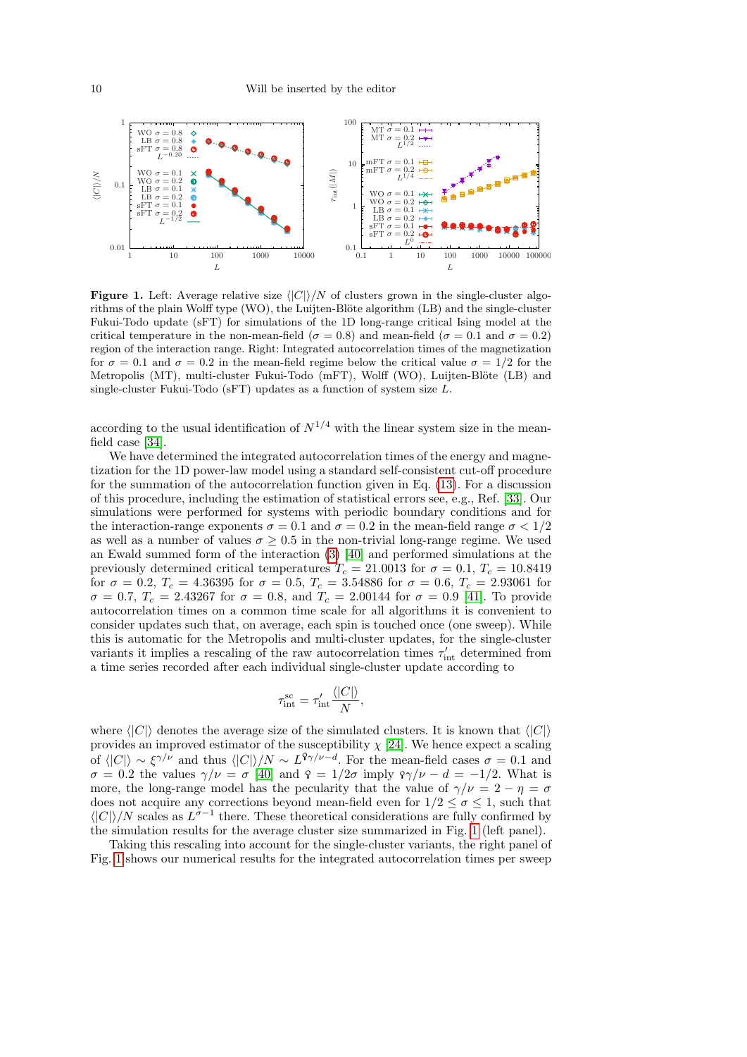**Figure 1.** Left: Average relative size $\langle|C|\rangle/N$ of clusters grown in the single-cluster algorithms of the plain Wolff type (WO), the Luijten-Blöte algorithm (LB) and the single-cluster Fukui-Todo update (sFT) for simulations of the 1D long-range critical Ising model at the critical temperature in the non-mean-field ($\sigma = 0.8$) and mean-field ($\sigma = 0.1$ and $\sigma = 0.2$) region of the interaction range. Right: Integrated autocorrelation times of the magnetization for $\sigma = 0.1$ and $\sigma = 0.2$ in the mean-field regime below the critical value $\sigma = 1/2$ for the Metropolis (MT), multi-cluster Fukui-Todo (mFT), Wolff (WO), Luijten-Blöte (LB) and single-cluster Fukui-Todo (sFT) updates as a function of system size $L$.

according to the usual identification of $N^{1/4}$ with the linear system size in the mean-field case [34].

We have determined the integrated autocorrelation times of the energy and magnetization for the 1D power-law model using a standard self-consistent cut-off procedure for the summation of the autocorrelation function given in Eq. (13). For a discussion of this procedure, including the estimation of statistical errors see, e.g., Ref. [33]. Our simulations were performed for systems with periodic boundary conditions and for the interaction-range exponents $\sigma = 0.1$ and $\sigma = 0.2$ in the mean-field range $\sigma < 1/2$ as well as a number of values $\sigma \geq 0.5$ in the non-trivial long-range regime. We used an Ewald summed form of the interaction (3) [40] and performed simulations at the previously determined critical temperatures $T_c = 21.0013$ for $\sigma = 0.1$, $T_c = 10.8419$ for $\sigma = 0.2$, $T_c = 4.36395$ for $\sigma = 0.5$, $T_c = 3.54886$ for $\sigma = 0.6$, $T_c = 2.93061$ for $\sigma = 0.7$, $T_c = 2.43267$ for $\sigma = 0.8$, and $T_c = 2.00144$ for $\sigma = 0.9$ [41]. To provide autocorrelation times on a common time scale for all algorithms it is convenient to consider updates such that, on average, each spin is touched once (one sweep). While this is automatic for the Metropolis and multi-cluster updates, for the single-cluster variants it implies a rescaling of the raw autocorrelation times $\tau'_{\mathrm{int}}$ determined from a time series recorded after each individual single-cluster update according to

$$\tau_{\mathrm{int}}^{\mathrm{sc}} = \tau'_{\mathrm{int}} \frac{\langle|C|\rangle}{N},$$

where $\langle|C|\rangle$ denotes the average size of the simulated clusters. It is known that $\langle|C|\rangle$ provides an improved estimator of the susceptibility $\chi$ [24]. We hence expect a scaling of $\langle|C|\rangle \sim \xi^{\gamma/\nu}$ and thus $\langle|C|\rangle/N \sim L^{\text{♀}\gamma/\nu - d}$. For the mean-field cases $\sigma = 0.1$ and $\sigma = 0.2$ the values $\gamma/\nu = \sigma$ [40] and $\text{♀} = 1/2\sigma$ imply $\text{♀}\gamma/\nu - d = -1/2$. What is more, the long-range model has the peculiarity that the value of $\gamma/\nu = 2 - \eta = \sigma$ does not acquire any corrections beyond mean-field even for $1/2 \leq \sigma \leq 1$, such that $\langle|C|\rangle/N$ scales as $L^{\sigma-1}$ there. These theoretical considerations are fully confirmed by the simulation results for the average cluster size summarized in Fig. 1 (left panel).

Taking this rescaling into account for the single-cluster variants, the right panel of Fig. 1 shows our numerical results for the integrated autocorrelation times per sweep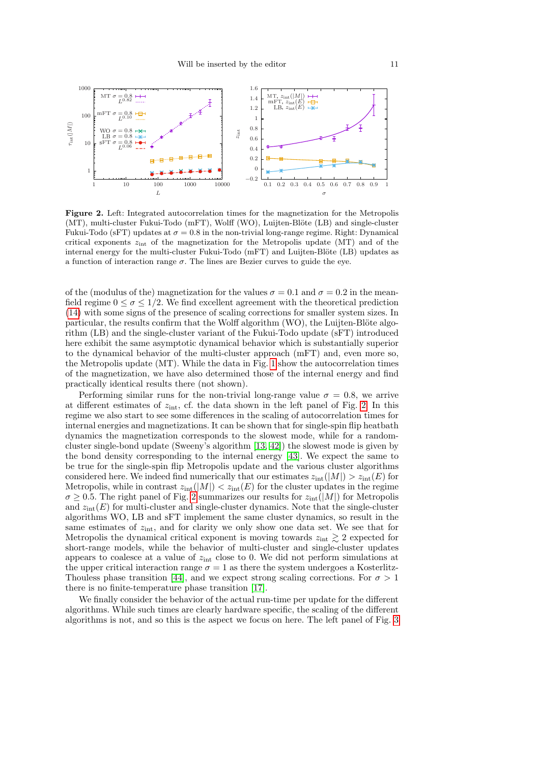**Figure 2.** Left: Integrated autocorrelation times for the magnetization for the Metropolis (MT), multi-cluster Fukui-Todo (mFT), Wolff (WO), Luijten-Blöte (LB) and single-cluster Fukui-Todo (sFT) updates at $\sigma = 0.8$ in the non-trivial long-range regime. Right: Dynamical critical exponents $z_{\rm int}$ of the magnetization for the Metropolis update (MT) and of the internal energy for the multi-cluster Fukui-Todo (mFT) and Luijten-Blöte (LB) updates as a function of interaction range $\sigma$. The lines are Bezier curves to guide the eye.

of the (modulus of the) magnetization for the values $\sigma = 0.1$ and $\sigma = 0.2$ in the mean-field regime $0 \leq \sigma \leq 1/2$. We find excellent agreement with the theoretical prediction (14) with some signs of the presence of scaling corrections for smaller system sizes. In particular, the results confirm that the Wolff algorithm (WO), the Luijten-Blöte algorithm (LB) and the single-cluster variant of the Fukui-Todo update (sFT) introduced here exhibit the same asymptotic dynamical behavior which is substantially superior to the dynamical behavior of the multi-cluster approach (mFT) and, even more so, the Metropolis update (MT). While the data in Fig. 1 show the autocorrelation times of the magnetization, we have also determined those of the internal energy and find practically identical results there (not shown).

Performing similar runs for the non-trivial long-range value $\sigma = 0.8$, we arrive at different estimates of $z_{\rm int}$, cf. the data shown in the left panel of Fig. 2. In this regime we also start to see some differences in the scaling of autocorrelation times for internal energies and magnetizations. It can be shown that for single-spin flip heatbath dynamics the magnetization corresponds to the slowest mode, while for a random-cluster single-bond update (Sweeny's algorithm [13, 42]) the slowest mode is given by the bond density corresponding to the internal energy [43]. We expect the same to be true for the single-spin flip Metropolis update and the various cluster algorithms considered here. We indeed find numerically that our estimates $z_{\rm int}(|M|) > z_{\rm int}(E)$ for Metropolis, while in contrast $z_{\rm int}(|M|) < z_{\rm int}(E)$ for the cluster updates in the regime $\sigma \geq 0.5$. The right panel of Fig. 2 summarizes our results for $z_{\rm int}(|M|)$ for Metropolis and $z_{\rm int}(E)$ for multi-cluster and single-cluster dynamics. Note that the single-cluster algorithms WO, LB and sFT implement the same cluster dynamics, so result in the same estimates of $z_{\rm int}$, and for clarity we only show one data set. We see that for Metropolis the dynamical critical exponent is moving towards $z_{\rm int} \gtrsim 2$ expected for short-range models, while the behavior of multi-cluster and single-cluster updates appears to coalesce at a value of $z_{\rm int}$ close to 0. We did not perform simulations at the upper critical interaction range $\sigma = 1$ as there the system undergoes a Kosterlitz-Thouless phase transition [44], and we expect strong scaling corrections. For $\sigma > 1$ there is no finite-temperature phase transition [17].

We finally consider the behavior of the actual run-time per update for the different algorithms. While such times are clearly hardware specific, the scaling of the different algorithms is not, and so this is the aspect we focus on here. The left panel of Fig. 3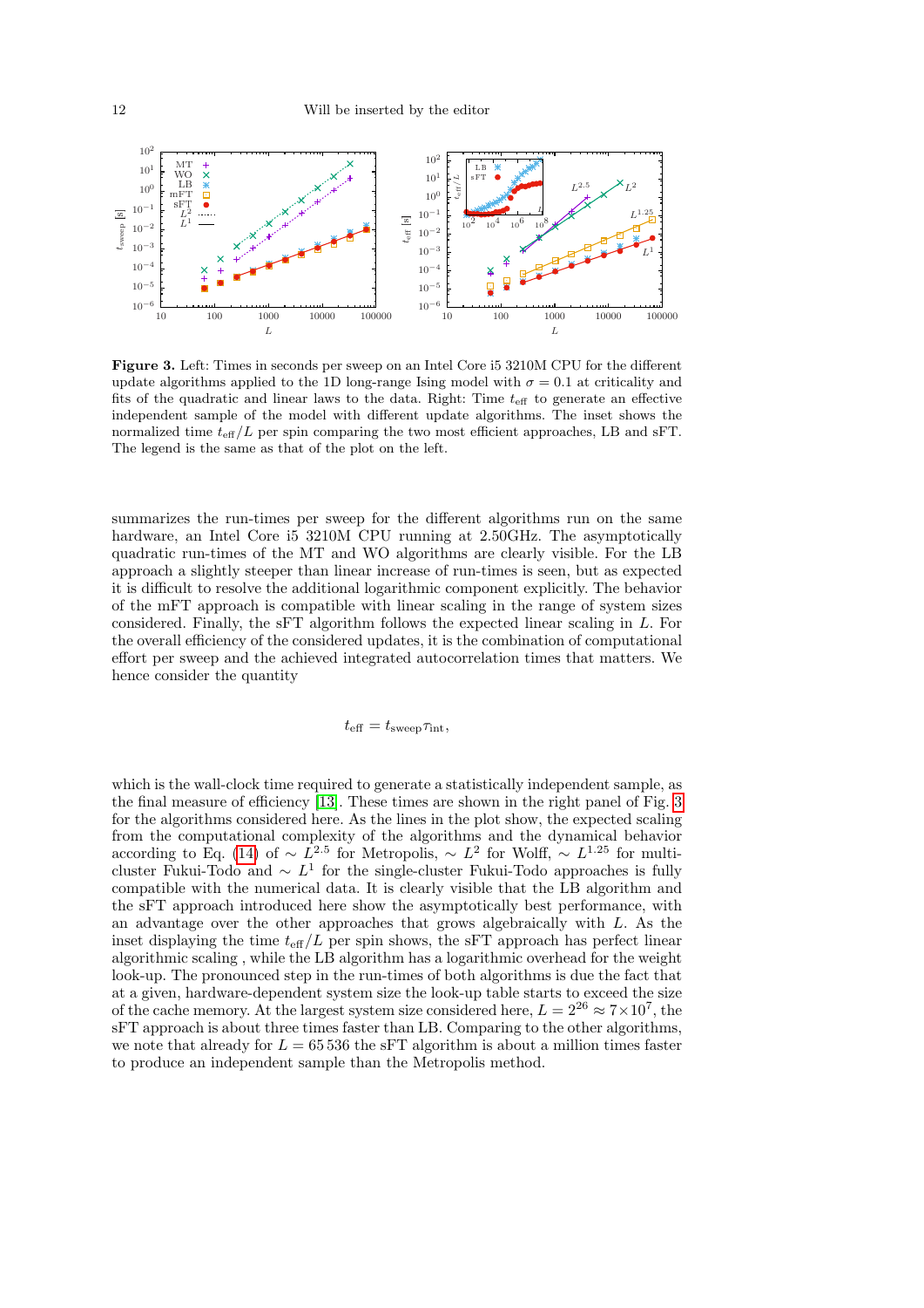**Figure 3.** Left: Times in seconds per sweep on an Intel Core i5 3210M CPU for the different update algorithms applied to the 1D long-range Ising model with $\sigma = 0.1$ at criticality and fits of the quadratic and linear laws to the data. Right: Time $t_{\mathrm{eff}}$ to generate an effective independent sample of the model with different update algorithms. The inset shows the normalized time $t_{\mathrm{eff}}/L$ per spin comparing the two most efficient approaches, LB and sFT. The legend is the same as that of the plot on the left.

summarizes the run-times per sweep for the different algorithms run on the same hardware, an Intel Core i5 3210M CPU running at 2.50GHz. The asymptotically quadratic run-times of the MT and WO algorithms are clearly visible. For the LB approach a slightly steeper than linear increase of run-times is seen, but as expected it is difficult to resolve the additional logarithmic component explicitly. The behavior of the mFT approach is compatible with linear scaling in the range of system sizes considered. Finally, the sFT algorithm follows the expected linear scaling in $L$. For the overall efficiency of the considered updates, it is the combination of computational effort per sweep and the achieved integrated autocorrelation times that matters. We hence consider the quantity

$$t_{\mathrm{eff}} = t_{\mathrm{sweep}}\tau_{\mathrm{int}},$$

which is the wall-clock time required to generate a statistically independent sample, as the final measure of efficiency [13]. These times are shown in the right panel of Fig. 3 for the algorithms considered here. As the lines in the plot show, the expected scaling from the computational complexity of the algorithms and the dynamical behavior according to Eq. (14) of $\sim L^{2.5}$ for Metropolis, $\sim L^2$ for Wolff, $\sim L^{1.25}$ for multi-cluster Fukui-Todo and $\sim L^1$ for the single-cluster Fukui-Todo approaches is fully compatible with the numerical data. It is clearly visible that the LB algorithm and the sFT approach introduced here show the asymptotically best performance, with an advantage over the other approaches that grows algebraically with $L$. As the inset displaying the time $t_{\mathrm{eff}}/L$ per spin shows, the sFT approach has perfect linear algorithmic scaling , while the LB algorithm has a logarithmic overhead for the weight look-up. The pronounced step in the run-times of both algorithms is due the fact that at a given, hardware-dependent system size the look-up table starts to exceed the size of the cache memory. At the largest system size considered here, $L = 2^{26} \approx 7\times10^7$, the sFT approach is about three times faster than LB. Comparing to the other algorithms, we note that already for $L = 65\,536$ the sFT algorithm is about a million times faster to produce an independent sample than the Metropolis method.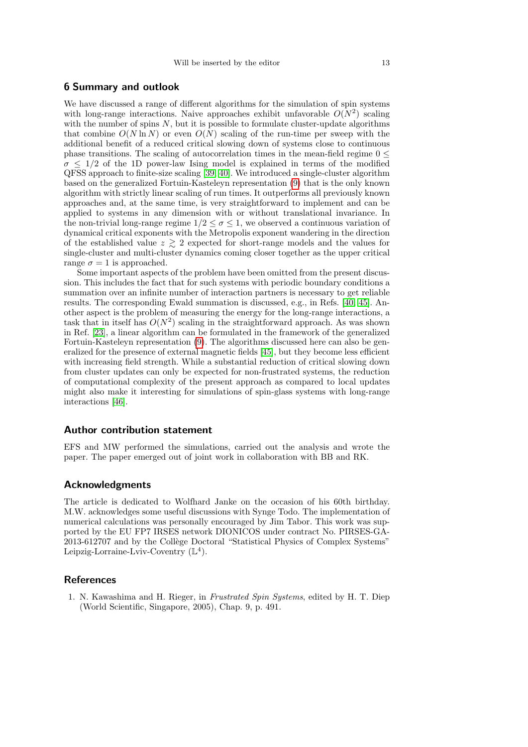## 6 Summary and outlook

We have discussed a range of different algorithms for the simulation of spin systems with long-range interactions. Naive approaches exhibit unfavorable $O(N^2)$ scaling with the number of spins $N$, but it is possible to formulate cluster-update algorithms that combine $O(N \ln N)$ or even $O(N)$ scaling of the run-time per sweep with the additional benefit of a reduced critical slowing down of systems close to continuous phase transitions. The scaling of autocorrelation times in the mean-field regime $0 \le \sigma \le 1/2$ of the 1D power-law Ising model is explained in terms of the modified QFSS approach to finite-size scaling [39, 40]. We introduced a single-cluster algorithm based on the generalized Fortuin-Kasteleyn representation (9) that is the only known algorithm with strictly linear scaling of run times. It outperforms all previously known approaches and, at the same time, is very straightforward to implement and can be applied to systems in any dimension with or without translational invariance. In the non-trivial long-range regime $1/2 \le \sigma \le 1$, we observed a continuous variation of dynamical critical exponents with the Metropolis exponent wandering in the direction of the established value $z \gtrsim 2$ expected for short-range models and the values for single-cluster and multi-cluster dynamics coming closer together as the upper critical range $\sigma = 1$ is approached.

Some important aspects of the problem have been omitted from the present discussion. This includes the fact that for such systems with periodic boundary conditions a summation over an infinite number of interaction partners is necessary to get reliable results. The corresponding Ewald summation is discussed, e.g., in Refs. [40, 45]. Another aspect is the problem of measuring the energy for the long-range interactions, a task that in itself has $O(N^2)$ scaling in the straightforward approach. As was shown in Ref. [23], a linear algorithm can be formulated in the framework of the generalized Fortuin-Kasteleyn representation (9). The algorithms discussed here can also be generalized for the presence of external magnetic fields [45], but they become less efficient with increasing field strength. While a substantial reduction of critical slowing down from cluster updates can only be expected for non-frustrated systems, the reduction of computational complexity of the present approach as compared to local updates might also make it interesting for simulations of spin-glass systems with long-range interactions [46].

## Author contribution statement

EFS and MW performed the simulations, carried out the analysis and wrote the paper. The paper emerged out of joint work in collaboration with BB and RK.

## Acknowledgments

The article is dedicated to Wolfhard Janke on the occasion of his 60th birthday. M.W. acknowledges some useful discussions with Synge Todo. The implementation of numerical calculations was personally encouraged by Jim Tabor. This work was supported by the EU FP7 IRSES network DIONICOS under contract No. PIRSES-GA-2013-612707 and by the Collège Doctoral "Statistical Physics of Complex Systems" Leipzig-Lorraine-Lviv-Coventry ($\mathbb{L}^4$).

## References

1. N. Kawashima and H. Rieger, in *Frustrated Spin Systems*, edited by H. T. Diep (World Scientific, Singapore, 2005), Chap. 9, p. 491.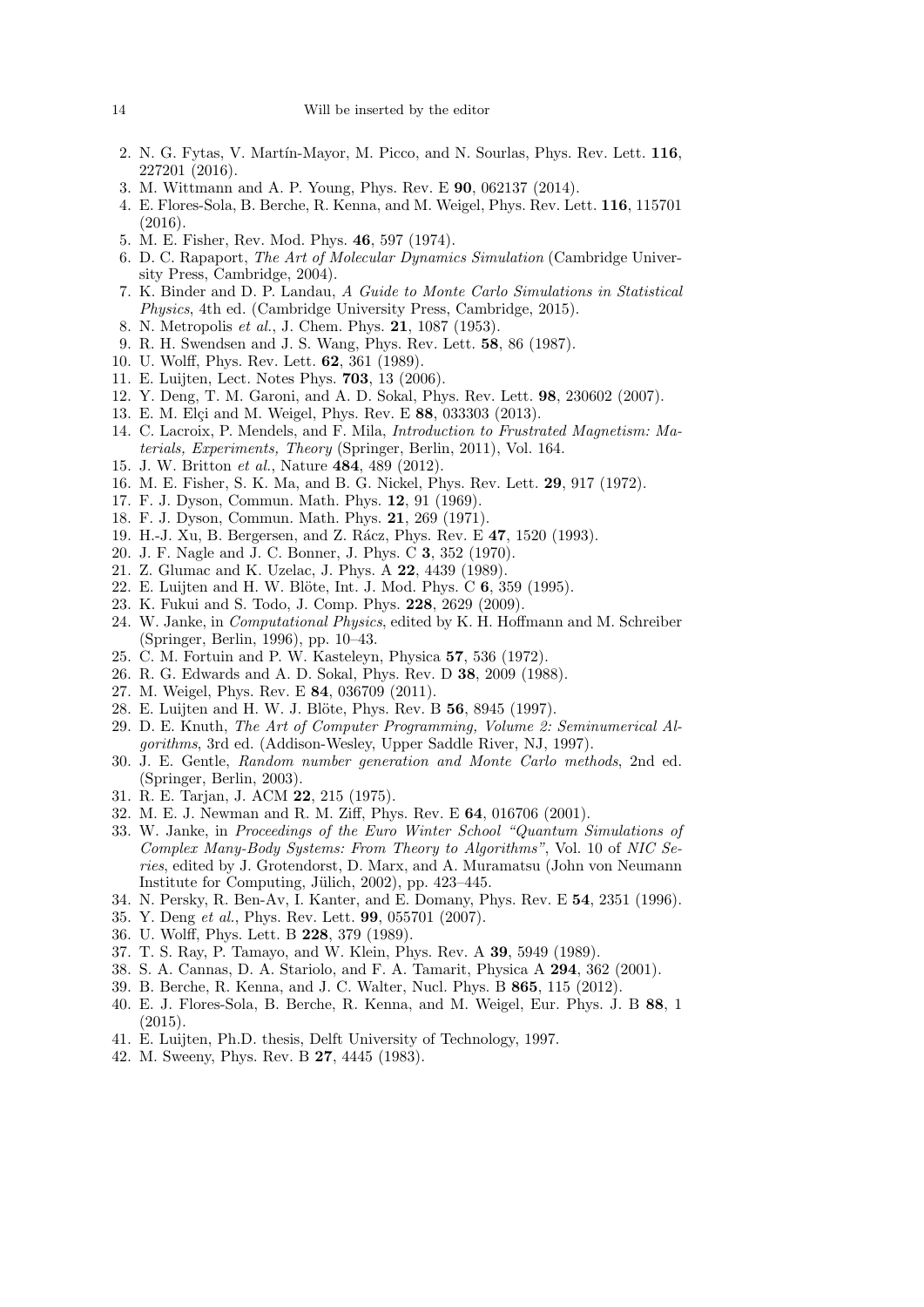2. N. G. Fytas, V. Martín-Mayor, M. Picco, and N. Sourlas, Phys. Rev. Lett. **116**, 227201 (2016).
3. M. Wittmann and A. P. Young, Phys. Rev. E **90**, 062137 (2014).
4. E. Flores-Sola, B. Berche, R. Kenna, and M. Weigel, Phys. Rev. Lett. **116**, 115701 (2016).
5. M. E. Fisher, Rev. Mod. Phys. **46**, 597 (1974).
6. D. C. Rapaport, *The Art of Molecular Dynamics Simulation* (Cambridge University Press, Cambridge, 2004).
7. K. Binder and D. P. Landau, *A Guide to Monte Carlo Simulations in Statistical Physics*, 4th ed. (Cambridge University Press, Cambridge, 2015).
8. N. Metropolis *et al.*, J. Chem. Phys. **21**, 1087 (1953).
9. R. H. Swendsen and J. S. Wang, Phys. Rev. Lett. **58**, 86 (1987).
10. U. Wolff, Phys. Rev. Lett. **62**, 361 (1989).
11. E. Luijten, Lect. Notes Phys. **703**, 13 (2006).
12. Y. Deng, T. M. Garoni, and A. D. Sokal, Phys. Rev. Lett. **98**, 230602 (2007).
13. E. M. Elçi and M. Weigel, Phys. Rev. E **88**, 033303 (2013).
14. C. Lacroix, P. Mendels, and F. Mila, *Introduction to Frustrated Magnetism: Materials, Experiments, Theory* (Springer, Berlin, 2011), Vol. 164.
15. J. W. Britton *et al.*, Nature **484**, 489 (2012).
16. M. E. Fisher, S. K. Ma, and B. G. Nickel, Phys. Rev. Lett. **29**, 917 (1972).
17. F. J. Dyson, Commun. Math. Phys. **12**, 91 (1969).
18. F. J. Dyson, Commun. Math. Phys. **21**, 269 (1971).
19. H.-J. Xu, B. Bergersen, and Z. Rácz, Phys. Rev. E **47**, 1520 (1993).
20. J. F. Nagle and J. C. Bonner, J. Phys. C **3**, 352 (1970).
21. Z. Glumac and K. Uzelac, J. Phys. A **22**, 4439 (1989).
22. E. Luijten and H. W. Blöte, Int. J. Mod. Phys. C **6**, 359 (1995).
23. K. Fukui and S. Todo, J. Comp. Phys. **228**, 2629 (2009).
24. W. Janke, in *Computational Physics*, edited by K. H. Hoffmann and M. Schreiber (Springer, Berlin, 1996), pp. 10–43.
25. C. M. Fortuin and P. W. Kasteleyn, Physica **57**, 536 (1972).
26. R. G. Edwards and A. D. Sokal, Phys. Rev. D **38**, 2009 (1988).
27. M. Weigel, Phys. Rev. E **84**, 036709 (2011).
28. E. Luijten and H. W. J. Blöte, Phys. Rev. B **56**, 8945 (1997).
29. D. E. Knuth, *The Art of Computer Programming, Volume 2: Seminumerical Algorithms*, 3rd ed. (Addison-Wesley, Upper Saddle River, NJ, 1997).
30. J. E. Gentle, *Random number generation and Monte Carlo methods*, 2nd ed. (Springer, Berlin, 2003).
31. R. E. Tarjan, J. ACM **22**, 215 (1975).
32. M. E. J. Newman and R. M. Ziff, Phys. Rev. E **64**, 016706 (2001).
33. W. Janke, in *Proceedings of the Euro Winter School "Quantum Simulations of Complex Many-Body Systems: From Theory to Algorithms"*, Vol. 10 of *NIC Series*, edited by J. Grotendorst, D. Marx, and A. Muramatsu (John von Neumann Institute for Computing, Jülich, 2002), pp. 423–445.
34. N. Persky, R. Ben-Av, I. Kanter, and E. Domany, Phys. Rev. E **54**, 2351 (1996).
35. Y. Deng *et al.*, Phys. Rev. Lett. **99**, 055701 (2007).
36. U. Wolff, Phys. Lett. B **228**, 379 (1989).
37. T. S. Ray, P. Tamayo, and W. Klein, Phys. Rev. A **39**, 5949 (1989).
38. S. A. Cannas, D. A. Stariolo, and F. A. Tamarit, Physica A **294**, 362 (2001).
39. B. Berche, R. Kenna, and J. C. Walter, Nucl. Phys. B **865**, 115 (2012).
40. E. J. Flores-Sola, B. Berche, R. Kenna, and M. Weigel, Eur. Phys. J. B **88**, 1 (2015).
41. E. Luijten, Ph.D. thesis, Delft University of Technology, 1997.
42. M. Sweeny, Phys. Rev. B **27**, 4445 (1983).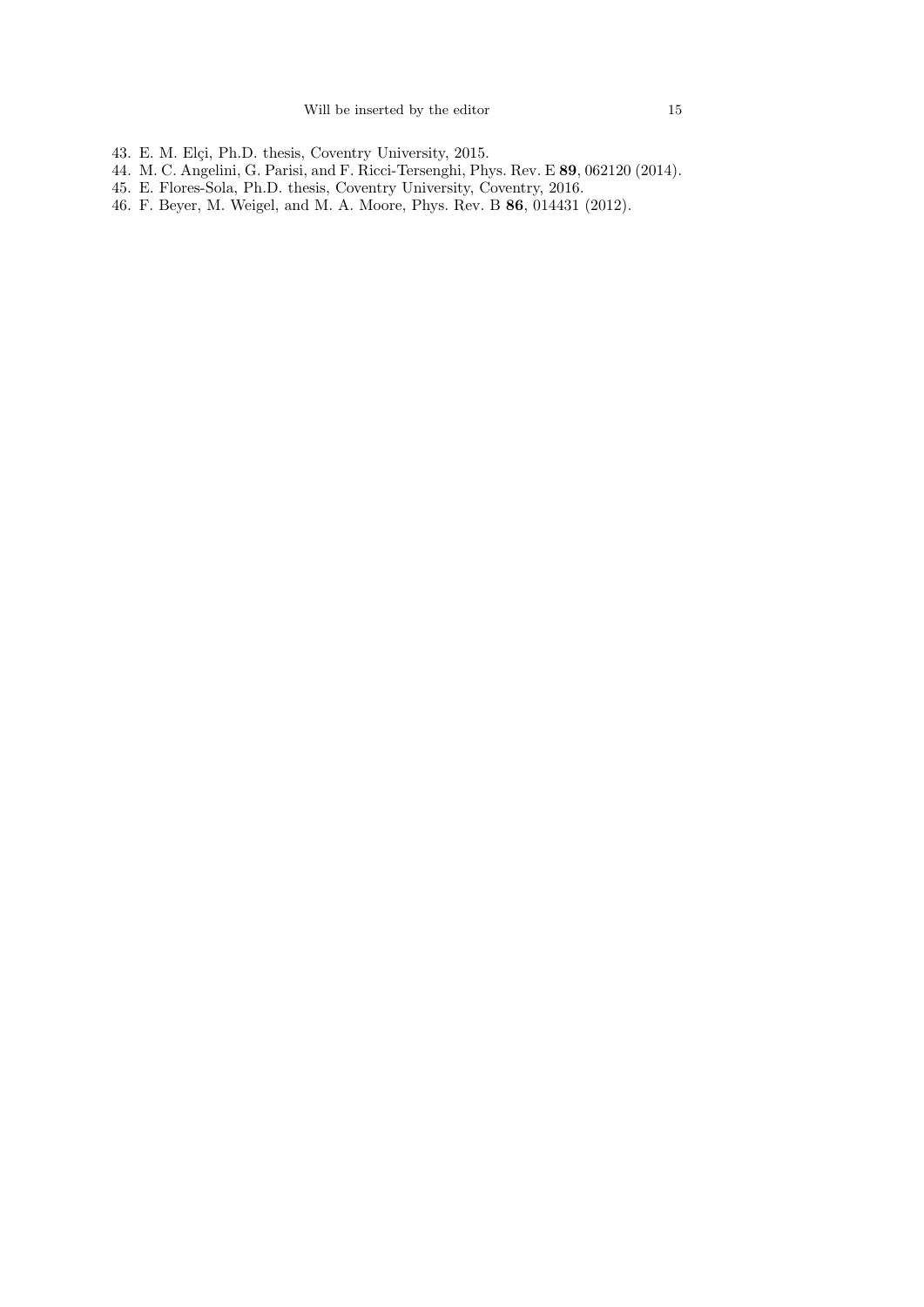43. E. M. Elçi, Ph.D. thesis, Coventry University, 2015.
44. M. C. Angelini, G. Parisi, and F. Ricci-Tersenghi, Phys. Rev. E **89**, 062120 (2014).
45. E. Flores-Sola, Ph.D. thesis, Coventry University, Coventry, 2016.
46. F. Beyer, M. Weigel, and M. A. Moore, Phys. Rev. B **86**, 014431 (2012).